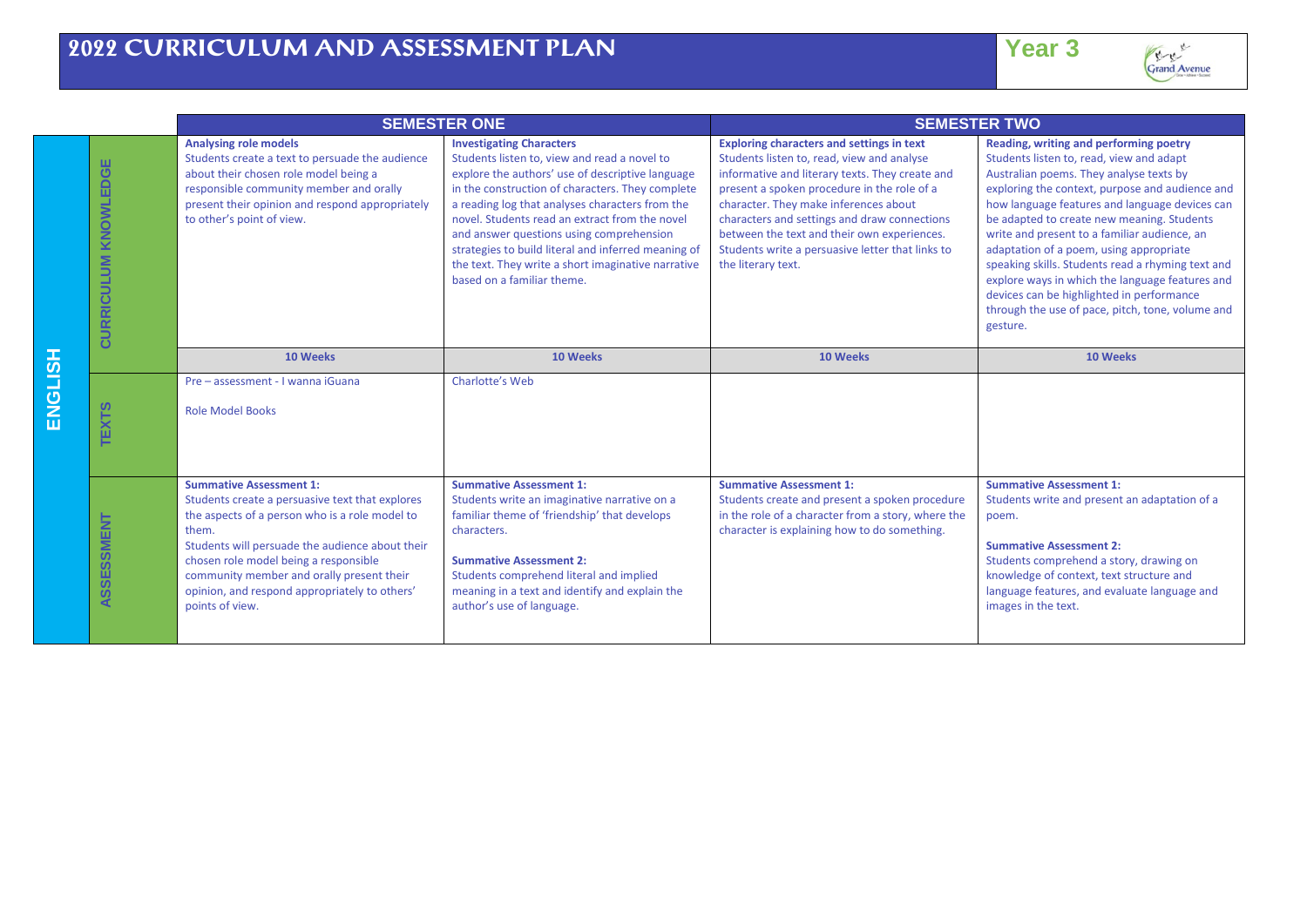# 2022 CURRICULUM AND ASSESSMENT PLAN

**Year 3**

## ENGLISH

| | SEMESTER ONE | | SEMESTER TWO | |
|---|---|---|---|---|
| **CURRICULUM KNOWLEDGE** | **Analysing role models**<br>Students create a text to persuade the audience about their chosen role model being a responsible community member and orally present their opinion and respond appropriately to other's point of view. | **Investigating Characters**<br>Students listen to, view and read a novel to explore the authors' use of descriptive language in the construction of characters. They complete a reading log that analyses characters from the novel. Students read an extract from the novel and answer questions using comprehension strategies to build literal and inferred meaning of the text. They write a short imaginative narrative based on a familiar theme. | **Exploring characters and settings in text**<br>Students listen to, read, view and analyse informative and literary texts. They create and present a spoken procedure in the role of a character. They make inferences about characters and settings and draw connections between the text and their own experiences. Students write a persuasive letter that links to the literary text. | **Reading, writing and performing poetry**<br>Students listen to, read, view and adapt Australian poems. They analyse texts by exploring the context, purpose and audience and how language features and language devices can be adapted to create new meaning. Students write and present to a familiar audience, an adaptation of a poem, using appropriate speaking skills. Students read a rhyming text and explore ways in which the language features and devices can be highlighted in performance through the use of pace, pitch, tone, volume and gesture. |
| | **10 Weeks** | **10 Weeks** | **10 Weeks** | **10 Weeks** |
| **TEXTS** | Pre – assessment - I wanna iGuana<br><br>Role Model Books | Charlotte's Web | | |
| **ASSESSMENT** | **Summative Assessment 1:**<br>Students create a persuasive text that explores the aspects of a person who is a role model to them.<br>Students will persuade the audience about their chosen role model being a responsible community member and orally present their opinion, and respond appropriately to others' points of view. | **Summative Assessment 1:**<br>Students write an imaginative narrative on a familiar theme of 'friendship' that develops characters.<br><br>**Summative Assessment 2:**<br>Students comprehend literal and implied meaning in a text and identify and explain the author's use of language. | **Summative Assessment 1:**<br>Students create and present a spoken procedure in the role of a character from a story, where the character is explaining how to do something. | **Summative Assessment 1:**<br>Students write and present an adaptation of a poem.<br><br>**Summative Assessment 2:**<br>Students comprehend a story, drawing on knowledge of context, text structure and language features, and evaluate language and images in the text. |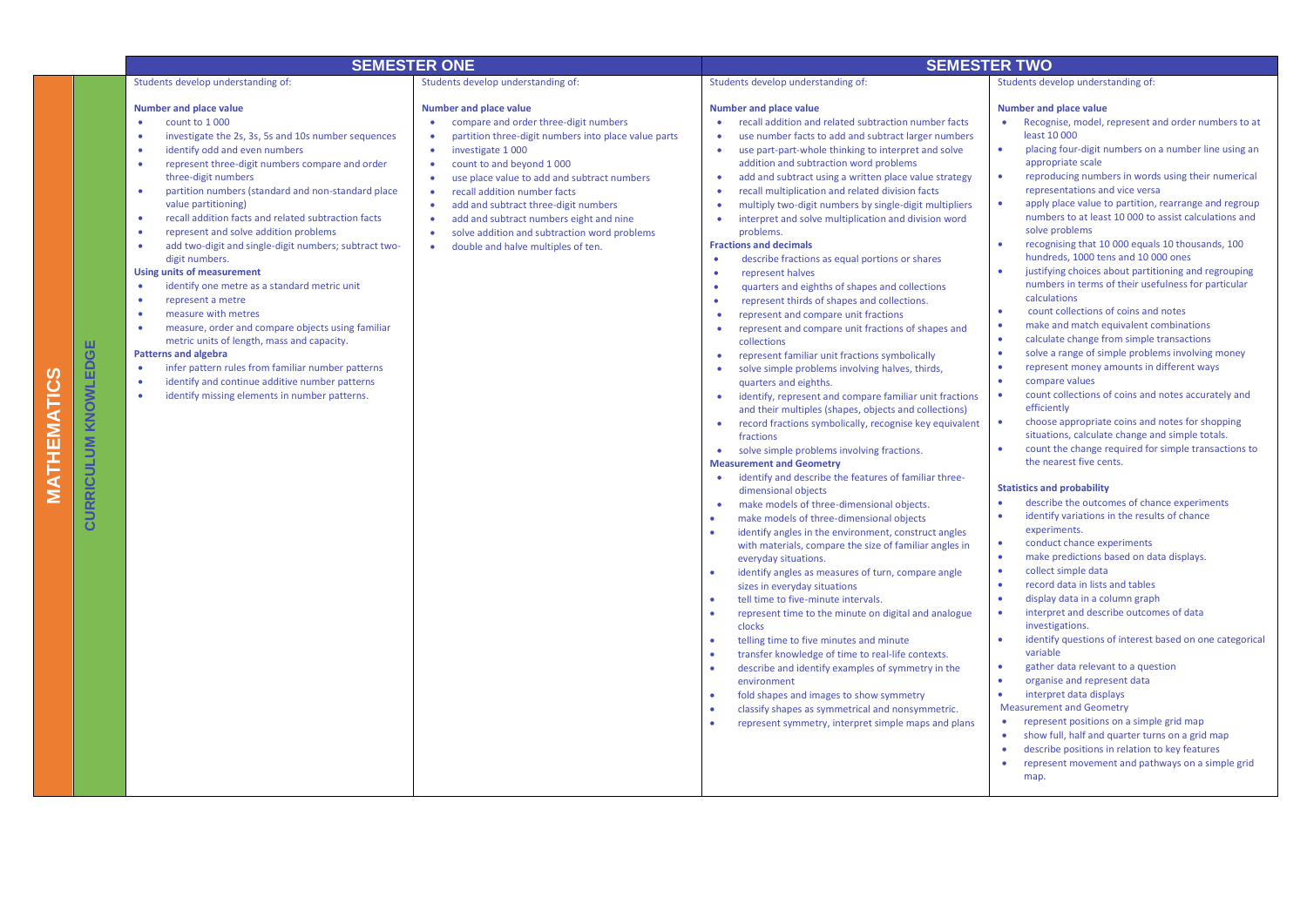# MATHEMATICS

## CURRICULUM KNOWLEDGE

## SEMESTER ONE

Students develop understanding of:

**Number and place value**

- count to 1 000
- investigate the 2s, 3s, 5s and 10s number sequences
- identify odd and even numbers
- represent three-digit numbers compare and order three-digit numbers
- partition numbers (standard and non-standard place value partitioning)
- recall addition facts and related subtraction facts
- represent and solve addition problems
- add two-digit and single-digit numbers; subtract two-digit numbers.

**Using units of measurement**

- identify one metre as a standard metric unit
- represent a metre
- measure with metres
- measure, order and compare objects using familiar metric units of length, mass and capacity.

**Patterns and algebra**

- infer pattern rules from familiar number patterns
- identify and continue additive number patterns
- identify missing elements in number patterns.

Students develop understanding of:

**Number and place value**

- compare and order three-digit numbers
- partition three-digit numbers into place value parts
- investigate 1 000
- count to and beyond 1 000
- use place value to add and subtract numbers
- recall addition number facts
- add and subtract three-digit numbers
- add and subtract numbers eight and nine
- solve addition and subtraction word problems
- double and halve multiples of ten.

## SEMESTER TWO

Students develop understanding of:

**Number and place value**

- recall addition and related subtraction number facts
- use number facts to add and subtract larger numbers
- use part-part-whole thinking to interpret and solve addition and subtraction word problems
- add and subtract using a written place value strategy
- recall multiplication and related division facts
- multiply two-digit numbers by single-digit multipliers
- interpret and solve multiplication and division word problems.

**Fractions and decimals**

- describe fractions as equal portions or shares
- represent halves
- quarters and eighths of shapes and collections
- represent thirds of shapes and collections.
- represent and compare unit fractions
- represent and compare unit fractions of shapes and collections
- represent familiar unit fractions symbolically
- solve simple problems involving halves, thirds, quarters and eighths.
- identify, represent and compare familiar unit fractions and their multiples (shapes, objects and collections)
- record fractions symbolically, recognise key equivalent fractions
- solve simple problems involving fractions.

**Measurement and Geometry**

- identify and describe the features of familiar three-dimensional objects
- make models of three-dimensional objects.
- make models of three-dimensional objects
- identify angles in the environment, construct angles with materials, compare the size of familiar angles in everyday situations.
- identify angles as measures of turn, compare angle sizes in everyday situations
- tell time to five-minute intervals.
- represent time to the minute on digital and analogue clocks
- telling time to five minutes and minute
- transfer knowledge of time to real-life contexts.
- describe and identify examples of symmetry in the environment
- fold shapes and images to show symmetry
- classify shapes as symmetrical and nonsymmetric.
- represent symmetry, interpret simple maps and plans

Students develop understanding of:

**Number and place value**

- Recognise, model, represent and order numbers to at least 10 000
- placing four-digit numbers on a number line using an appropriate scale
- reproducing numbers in words using their numerical representations and vice versa
- apply place value to partition, rearrange and regroup numbers to at least 10 000 to assist calculations and solve problems
- recognising that 10 000 equals 10 thousands, 100 hundreds, 1000 tens and 10 000 ones
- justifying choices about partitioning and regrouping numbers in terms of their usefulness for particular calculations
- count collections of coins and notes
- make and match equivalent combinations
- calculate change from simple transactions
- solve a range of simple problems involving money
- represent money amounts in different ways
- compare values
- count collections of coins and notes accurately and efficiently
- choose appropriate coins and notes for shopping situations, calculate change and simple totals.
- count the change required for simple transactions to the nearest five cents.

**Statistics and probability**

- describe the outcomes of chance experiments
- identify variations in the results of chance experiments.
- conduct chance experiments
- make predictions based on data displays.
- collect simple data
- record data in lists and tables
- display data in a column graph
- interpret and describe outcomes of data investigations.
- identify questions of interest based on one categorical variable
- gather data relevant to a question
- organise and represent data
- interpret data displays

Measurement and Geometry

- represent positions on a simple grid map
- show full, half and quarter turns on a grid map
- describe positions in relation to key features
- represent movement and pathways on a simple grid map.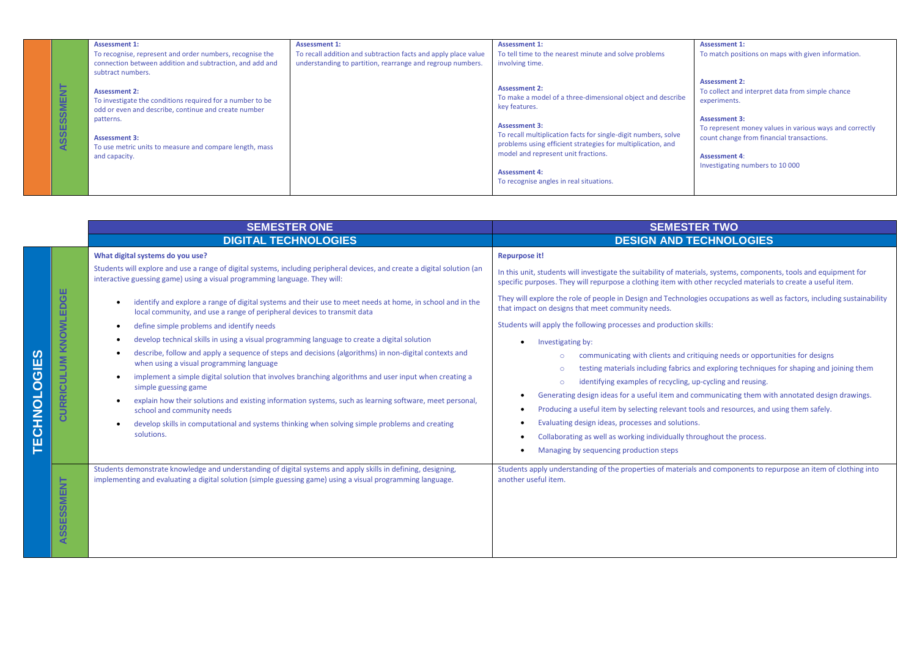| | ASSESSMENT | | | | |
|---|---|---|---|---|---|
| | ASSESSMENT | **Assessment 1:**<br>To recognise, represent and order numbers, recognise the connection between addition and subtraction, and add and subtract numbers.<br><br>**Assessment 2:**<br>To investigate the conditions required for a number to be odd or even and describe, continue and create number patterns.<br><br>**Assessment 3:**<br>To use metric units to measure and compare length, mass and capacity. | **Assessment 1:**<br>To recall addition and subtraction facts and apply place value understanding to partition, rearrange and regroup numbers. | **Assessment 1:**<br>To tell time to the nearest minute and solve problems involving time.<br><br>**Assessment 2:**<br>To make a model of a three-dimensional object and describe key features.<br><br>**Assessment 3:**<br>To recall multiplication facts for single-digit numbers, solve problems using efficient strategies for multiplication, and model and represent unit fractions.<br><br>**Assessment 4:**<br>To recognise angles in real situations. | **Assessment 1:**<br>To match positions on maps with given information.<br><br>**Assessment 2:**<br>To collect and interpret data from simple chance experiments.<br><br>**Assessment 3:**<br>To represent money values in various ways and correctly count change from financial transactions.<br><br>**Assessment 4**:<br>Investigating numbers to 10 000 |

| | | SEMESTER ONE | SEMESTER TWO |
|---|---|---|---|
| | | **DIGITAL TECHNOLOGIES** | **DESIGN AND TECHNOLOGIES** |
| TECHNOLOGIES | CURRICULUM KNOWLEDGE | **What digital systems do you use?**<br><br>Students will explore and use a range of digital systems, including peripheral devices, and create a digital solution (an interactive guessing game) using a visual programming language. They will:<br><br>• identify and explore a range of digital systems and their use to meet needs at home, in school and in the local community, and use a range of peripheral devices to transmit data<br>• define simple problems and identify needs<br>• develop technical skills in using a visual programming language to create a digital solution<br>• describe, follow and apply a sequence of steps and decisions (algorithms) in non-digital contexts and when using a visual programming language<br>• implement a simple digital solution that involves branching algorithms and user input when creating a simple guessing game<br>• explain how their solutions and existing information systems, such as learning software, meet personal, school and community needs<br>• develop skills in computational and systems thinking when solving simple problems and creating solutions. | **Repurpose it!**<br><br>In this unit, students will investigate the suitability of materials, systems, components, tools and equipment for specific purposes. They will repurpose a clothing item with other recycled materials to create a useful item.<br><br>They will explore the role of people in Design and Technologies occupations as well as factors, including sustainability that impact on designs that meet community needs.<br><br>Students will apply the following processes and production skills:<br><br>• Investigating by:<br>  ○ communicating with clients and critiquing needs or opportunities for designs<br>  ○ testing materials including fabrics and exploring techniques for shaping and joining them<br>  ○ identifying examples of recycling, up-cycling and reusing.<br>• Generating design ideas for a useful item and communicating them with annotated design drawings.<br>• Producing a useful item by selecting relevant tools and resources, and using them safely.<br>• Evaluating design ideas, processes and solutions.<br>• Collaborating as well as working individually throughout the process.<br>• Managing by sequencing production steps |
| | ASSESSMENT | Students demonstrate knowledge and understanding of digital systems and apply skills in defining, designing, implementing and evaluating a digital solution (simple guessing game) using a visual programming language. | Students apply understanding of the properties of materials and components to repurpose an item of clothing into another useful item. |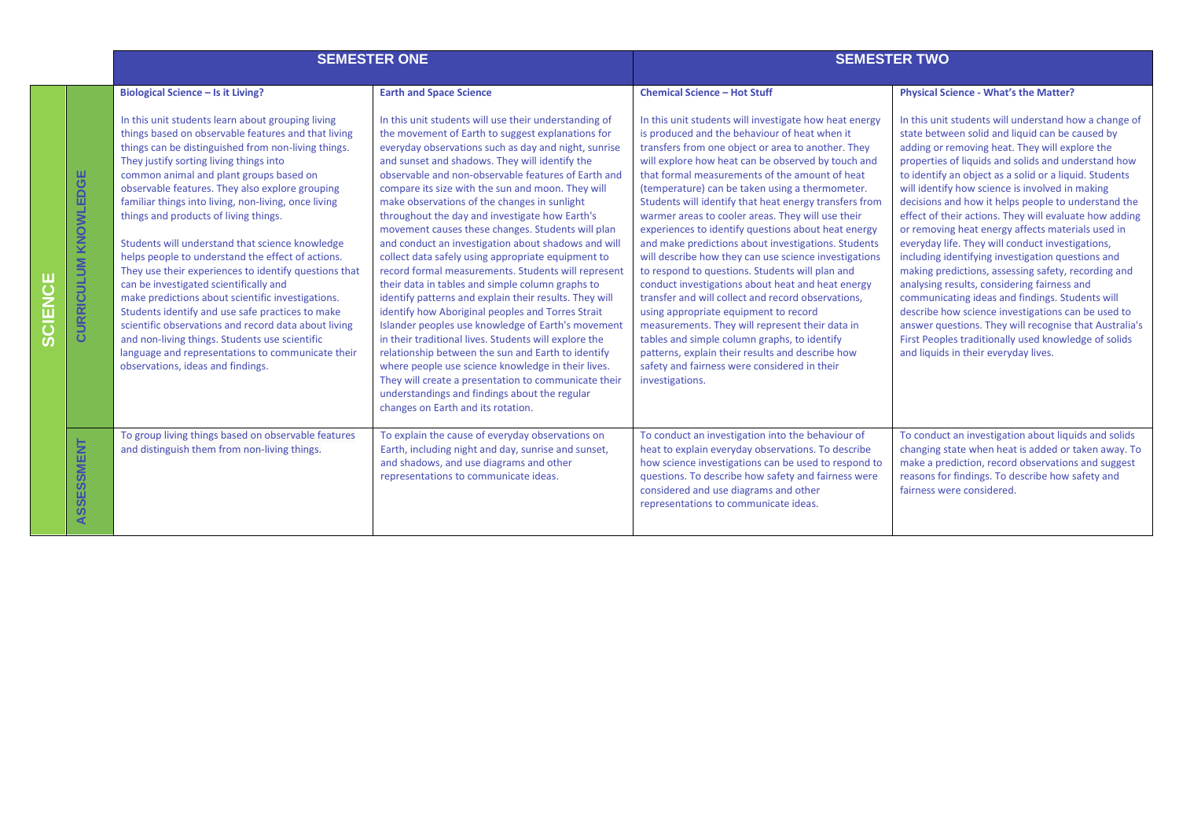| SCIENCE | SEMESTER ONE | | SEMESTER TWO | |
|---|---|---|---|---|
| | **Biological Science – Is it Living?** | **Earth and Space Science** | **Chemical Science – Hot Stuff** | **Physical Science - What's the Matter?** |
| CURRICULUM KNOWLEDGE | In this unit students learn about grouping living things based on observable features and that living things can be distinguished from non-living things. They justify sorting living things into common animal and plant groups based on observable features. They also explore grouping familiar things into living, non-living, once living things and products of living things.<br><br>Students will understand that science knowledge helps people to understand the effect of actions. They use their experiences to identify questions that can be investigated scientifically and make predictions about scientific investigations. Students identify and use safe practices to make scientific observations and record data about living and non-living things. Students use scientific language and representations to communicate their observations, ideas and findings. | In this unit students will use their understanding of the movement of Earth to suggest explanations for everyday observations such as day and night, sunrise and sunset and shadows. They will identify the observable and non-observable features of Earth and compare its size with the sun and moon. They will make observations of the changes in sunlight throughout the day and investigate how Earth's movement causes these changes. Students will plan and conduct an investigation about shadows and will collect data safely using appropriate equipment to record formal measurements. Students will represent their data in tables and simple column graphs to identify patterns and explain their results. They will identify how Aboriginal peoples and Torres Strait Islander peoples use knowledge of Earth's movement in their traditional lives. Students will explore the relationship between the sun and Earth to identify where people use science knowledge in their lives. They will create a presentation to communicate their understandings and findings about the regular changes on Earth and its rotation. | In this unit students will investigate how heat energy is produced and the behaviour of heat when it transfers from one object or area to another. They will explore how heat can be observed by touch and that formal measurements of the amount of heat (temperature) can be taken using a thermometer. Students will identify that heat energy transfers from warmer areas to cooler areas. They will use their experiences to identify questions about heat energy and make predictions about investigations. Students will describe how they can use science investigations to respond to questions. Students will plan and conduct investigations about heat and heat energy transfer and will collect and record observations, using appropriate equipment to record measurements. They will represent their data in tables and simple column graphs, to identify patterns, explain their results and describe how safety and fairness were considered in their investigations. | In this unit students will understand how a change of state between solid and liquid can be caused by adding or removing heat. They will explore the properties of liquids and solids and understand how to identify an object as a solid or a liquid. Students will identify how science is involved in making decisions and how it helps people to understand the effect of their actions. They will evaluate how adding or removing heat energy affects materials used in everyday life. They will conduct investigations, including identifying investigation questions and making predictions, assessing safety, recording and analysing results, considering fairness and communicating ideas and findings. Students will describe how science investigations can be used to answer questions. They will recognise that Australia's First Peoples traditionally used knowledge of solids and liquids in their everyday lives. |
| ASSESSMENT | To group living things based on observable features and distinguish them from non-living things. | To explain the cause of everyday observations on Earth, including night and day, sunrise and sunset, and shadows, and use diagrams and other representations to communicate ideas. | To conduct an investigation into the behaviour of heat to explain everyday observations. To describe how science investigations can be used to respond to questions. To describe how safety and fairness were considered and use diagrams and other representations to communicate ideas. | To conduct an investigation about liquids and solids changing state when heat is added or taken away. To make a prediction, record observations and suggest reasons for findings. To describe how safety and fairness were considered. |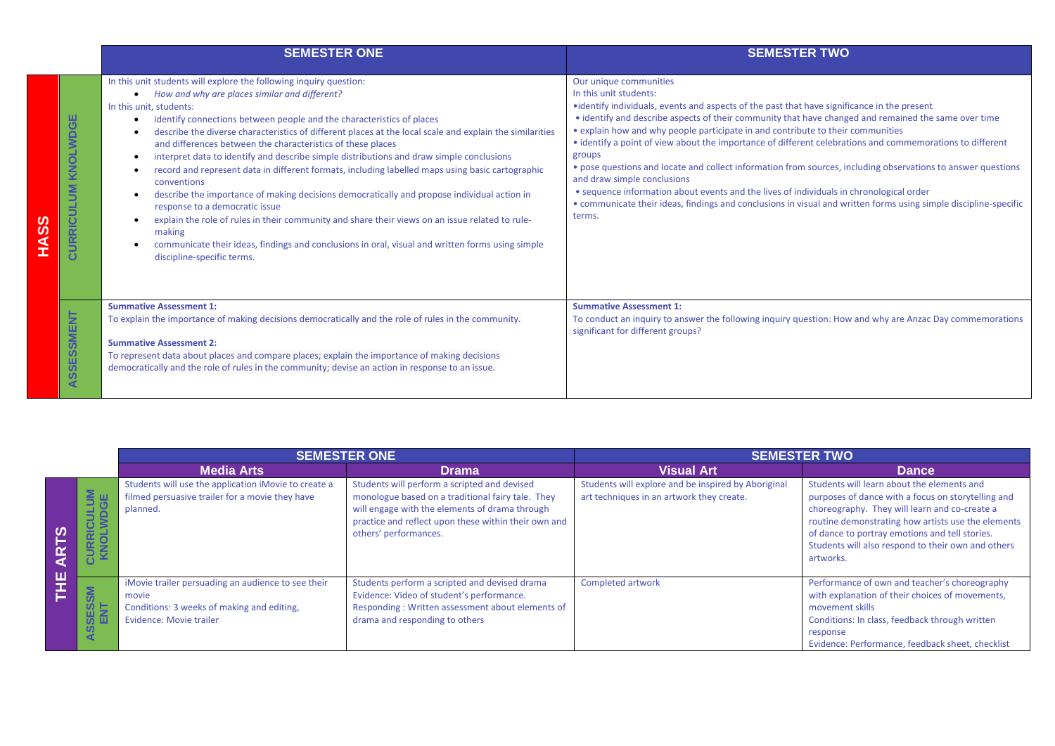## HASS

| HASS | SEMESTER ONE | SEMESTER TWO |
|---|---|---|
| **CURRICULUM KNOLWDGE** | In this unit students will explore the following inquiry question:<br>• *How and why are places similar and different?*<br>In this unit, students:<br>• identify connections between people and the characteristics of places<br>• describe the diverse characteristics of different places at the local scale and explain the similarities and differences between the characteristics of these places<br>• interpret data to identify and describe simple distributions and draw simple conclusions<br>• record and represent data in different formats, including labelled maps using basic cartographic conventions<br>• describe the importance of making decisions democratically and propose individual action in response to a democratic issue<br>• explain the role of rules in their community and share their views on an issue related to rule-making<br>• communicate their ideas, findings and conclusions in oral, visual and written forms using simple discipline-specific terms. | Our unique communities<br>In this unit students:<br>•identify individuals, events and aspects of the past that have significance in the present<br>• identify and describe aspects of their community that have changed and remained the same over time<br>• explain how and why people participate in and contribute to their communities<br>• identify a point of view about the importance of different celebrations and commemorations to different groups<br>• pose questions and locate and collect information from sources, including observations to answer questions and draw simple conclusions<br>• sequence information about events and the lives of individuals in chronological order<br>• communicate their ideas, findings and conclusions in visual and written forms using simple discipline-specific terms. |
| **ASSESSMENT** | **Summative Assessment 1:**<br>To explain the importance of making decisions democratically and the role of rules in the community.<br><br>**Summative Assessment 2:**<br>To represent data about places and compare places; explain the importance of making decisions democratically and the role of rules in the community; devise an action in response to an issue. | **Summative Assessment 1:**<br>To conduct an inquiry to answer the following inquiry question: How and why are Anzac Day commemorations significant for different groups? |

## THE ARTS

| THE ARTS | SEMESTER ONE | | SEMESTER TWO | |
|---|---|---|---|---|
| | **Media Arts** | **Drama** | **Visual Art** | **Dance** |
| **CURRICULUM KNOLWDGE** | Students will use the application iMovie to create a filmed persuasive trailer for a movie they have planned. | Students will perform a scripted and devised monologue based on a traditional fairy tale. They will engage with the elements of drama through practice and reflect upon these within their own and others' performances. | Students will explore and be inspired by Aboriginal art techniques in an artwork they create. | Students will learn about the elements and purposes of dance with a focus on storytelling and choreography. They will learn and co-create a routine demonstrating how artists use the elements of dance to portray emotions and tell stories. Students will also respond to their own and others artworks. |
| **ASSESSMENT** | iMovie trailer persuading an audience to see their movie<br>Conditions: 3 weeks of making and editing,<br>Evidence: Movie trailer | Students perform a scripted and devised drama<br>Evidence: Video of student's performance.<br>Responding : Written assessment about elements of drama and responding to others | Completed artwork | Performance of own and teacher's choreography with explanation of their choices of movements, movement skills<br>Conditions: In class, feedback through written response<br>Evidence: Performance, feedback sheet, checklist |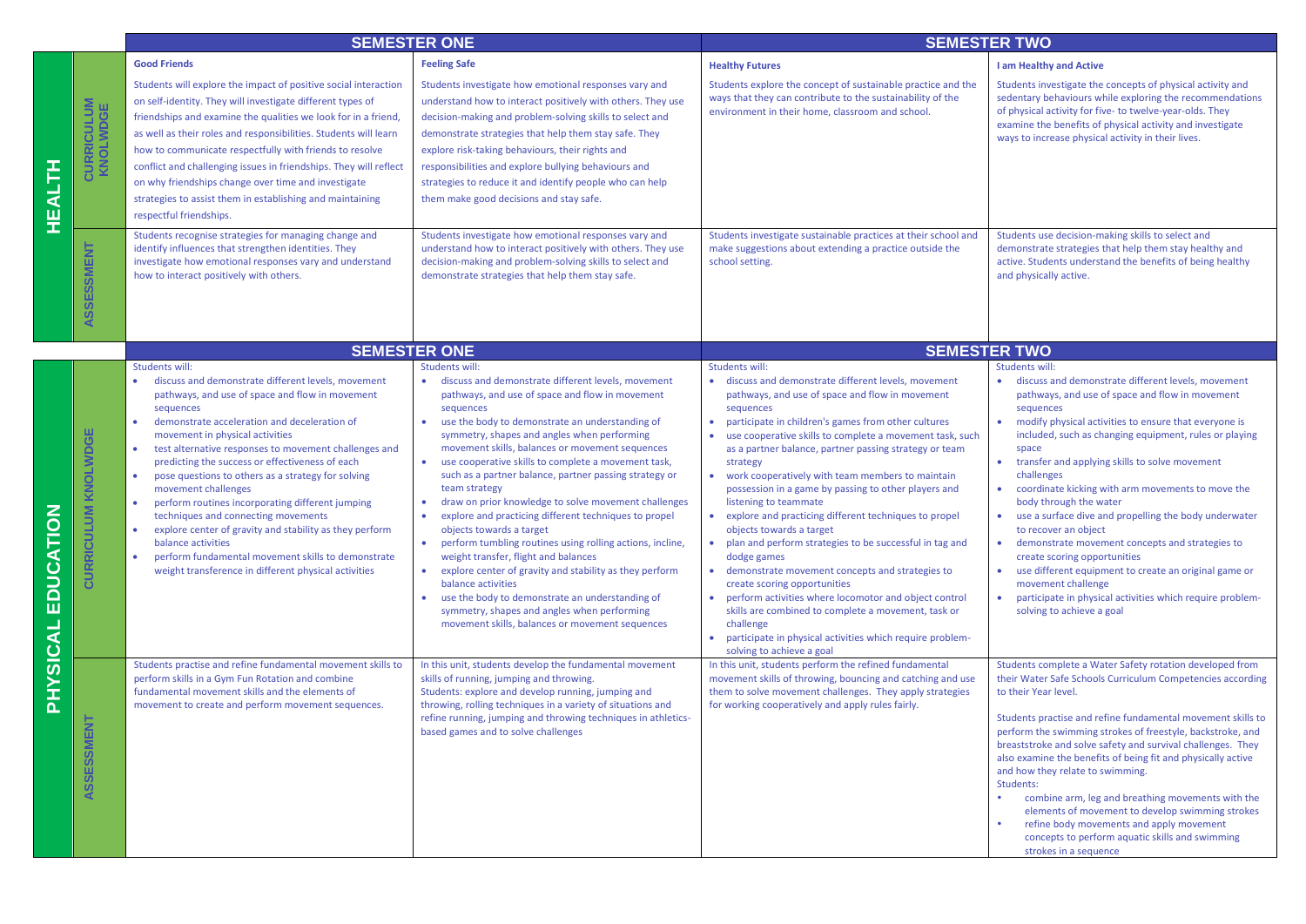| | | SEMESTER ONE | | SEMESTER TWO | |
|---|---|---|---|---|---|
| **HEALTH** | **CURRICULUM KNOLWDGE** | **Good Friends**<br><br>Students will explore the impact of positive social interaction on self-identity. They will investigate different types of friendships and examine the qualities we look for in a friend, as well as their roles and responsibilities. Students will learn how to communicate respectfully with friends to resolve conflict and challenging issues in friendships. They will reflect on why friendships change over time and investigate strategies to assist them in establishing and maintaining respectful friendships. | **Feeling Safe**<br><br>Students investigate how emotional responses vary and understand how to interact positively with others. They use decision-making and problem-solving skills to select and demonstrate strategies that help them stay safe. They explore risk-taking behaviours, their rights and responsibilities and explore bullying behaviours and strategies to reduce it and identify people who can help them make good decisions and stay safe. | **Healthy Futures**<br><br>Students explore the concept of sustainable practice and the ways that they can contribute to the sustainability of the environment in their home, classroom and school. | **I am Healthy and Active**<br><br>Students investigate the concepts of physical activity and sedentary behaviours while exploring the recommendations of physical activity for five- to twelve-year-olds. They examine the benefits of physical activity and investigate ways to increase physical activity in their lives. |
| | **ASSESSMENT** | Students recognise strategies for managing change and identify influences that strengthen identities. They investigate how emotional responses vary and understand how to interact positively with others. | Students investigate how emotional responses vary and understand how to interact positively with others. They use decision-making and problem-solving skills to select and demonstrate strategies that help them stay safe. | Students investigate sustainable practices at their school and make suggestions about extending a practice outside the school setting. | Students use decision-making skills to select and demonstrate strategies that help them stay healthy and active. Students understand the benefits of being healthy and physically active. |

| | | SEMESTER ONE | | SEMESTER TWO | |
|---|---|---|---|---|---|
| **PHYSICAL EDUCATION** | **CURRICULUM KNOLWDGE** | Students will:<br>• discuss and demonstrate different levels, movement pathways, and use of space and flow in movement sequences<br>• demonstrate acceleration and deceleration of movement in physical activities<br>• test alternative responses to movement challenges and predicting the success or effectiveness of each<br>• pose questions to others as a strategy for solving movement challenges<br>• perform routines incorporating different jumping techniques and connecting movements<br>• explore center of gravity and stability as they perform balance activities<br>• perform fundamental movement skills to demonstrate weight transference in different physical activities | Students will:<br>• discuss and demonstrate different levels, movement pathways, and use of space and flow in movement sequences<br>• use the body to demonstrate an understanding of symmetry, shapes and angles when performing movement skills, balances or movement sequences<br>• use cooperative skills to complete a movement task, such as a partner balance, partner passing strategy or team strategy<br>• draw on prior knowledge to solve movement challenges<br>• explore and practicing different techniques to propel objects towards a target<br>• perform tumbling routines using rolling actions, incline, weight transfer, flight and balances<br>• explore center of gravity and stability as they perform balance activities<br>• use the body to demonstrate an understanding of symmetry, shapes and angles when performing movement skills, balances or movement sequences | Students will:<br>• discuss and demonstrate different levels, movement pathways, and use of space and flow in movement sequences<br>• participate in children's games from other cultures<br>• use cooperative skills to complete a movement task, such as a partner balance, partner passing strategy or team strategy<br>• work cooperatively with team members to maintain possession in a game by passing to other players and listening to teammate<br>• explore and practicing different techniques to propel objects towards a target<br>• plan and perform strategies to be successful in tag and dodge games<br>• demonstrate movement concepts and strategies to create scoring opportunities<br>• perform activities where locomotor and object control skills are combined to complete a movement, task or challenge<br>• participate in physical activities which require problem-solving to achieve a goal | Students will:<br>• discuss and demonstrate different levels, movement pathways, and use of space and flow in movement sequences<br>• modify physical activities to ensure that everyone is included, such as changing equipment, rules or playing space<br>• transfer and applying skills to solve movement challenges<br>• coordinate kicking with arm movements to move the body through the water<br>• use a surface dive and propelling the body underwater to recover an object<br>• demonstrate movement concepts and strategies to create scoring opportunities<br>• use different equipment to create an original game or movement challenge<br>• participate in physical activities which require problem-solving to achieve a goal |
| | **ASSESSMENT** | Students practise and refine fundamental movement skills to perform skills in a Gym Fun Rotation and combine fundamental movement skills and the elements of movement to create and perform movement sequences. | In this unit, students develop the fundamental movement skills of running, jumping and throwing.<br>Students: explore and develop running, jumping and throwing, rolling techniques in a variety of situations and refine running, jumping and throwing techniques in athletics-based games and to solve challenges | In this unit, students perform the refined fundamental movement skills of throwing, bouncing and catching and use them to solve movement challenges. They apply strategies for working cooperatively and apply rules fairly. | Students complete a Water Safety rotation developed from their Water Safe Schools Curriculum Competencies according to their Year level.<br><br>Students practise and refine fundamental movement skills to perform the swimming strokes of freestyle, backstroke, and breaststroke and solve safety and survival challenges. They also examine the benefits of being fit and physically active and how they relate to swimming.<br>Students:<br>• combine arm, leg and breathing movements with the elements of movement to develop swimming strokes<br>• refine body movements and apply movement concepts to perform aquatic skills and swimming strokes in a sequence |